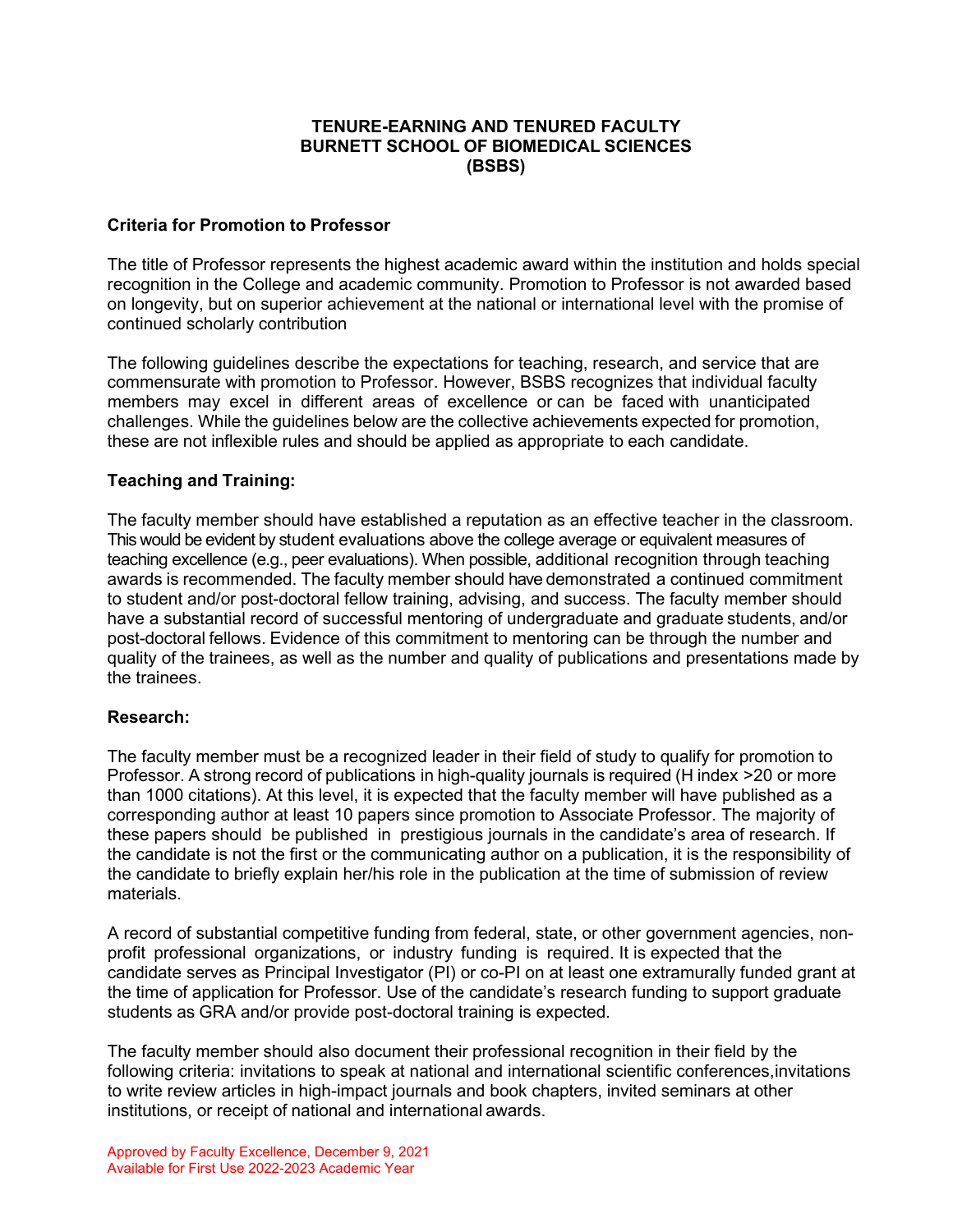# TENURE-EARNING AND TENURED FACULTY
# BURNETT SCHOOL OF BIOMEDICAL SCIENCES
# (BSBS)

## Criteria for Promotion to Professor

The title of Professor represents the highest academic award within the institution and holds special recognition in the College and academic community. Promotion to Professor is not awarded based on longevity, but on superior achievement at the national or international level with the promise of continued scholarly contribution

The following guidelines describe the expectations for teaching, research, and service that are commensurate with promotion to Professor. However, BSBS recognizes that individual faculty members may excel in different areas of excellence or can be faced with unanticipated challenges. While the guidelines below are the collective achievements expected for promotion, these are not inflexible rules and should be applied as appropriate to each candidate.

### Teaching and Training:

The faculty member should have established a reputation as an effective teacher in the classroom. This would be evident by student evaluations above the college average or equivalent measures of teaching excellence (e.g., peer evaluations). When possible, additional recognition through teaching awards is recommended. The faculty member should have demonstrated a continued commitment to student and/or post-doctoral fellow training, advising, and success. The faculty member should have a substantial record of successful mentoring of undergraduate and graduate students, and/or post-doctoral fellows. Evidence of this commitment to mentoring can be through the number and quality of the trainees, as well as the number and quality of publications and presentations made by the trainees.

### Research:

The faculty member must be a recognized leader in their field of study to qualify for promotion to Professor. A strong record of publications in high-quality journals is required (H index >20 or more than 1000 citations). At this level, it is expected that the faculty member will have published as a corresponding author at least 10 papers since promotion to Associate Professor. The majority of these papers should be published in prestigious journals in the candidate's area of research. If the candidate is not the first or the communicating author on a publication, it is the responsibility of the candidate to briefly explain her/his role in the publication at the time of submission of review materials.

A record of substantial competitive funding from federal, state, or other government agencies, non-profit professional organizations, or industry funding is required. It is expected that the candidate serves as Principal Investigator (PI) or co-PI on at least one extramurally funded grant at the time of application for Professor. Use of the candidate's research funding to support graduate students as GRA and/or provide post-doctoral training is expected.

The faculty member should also document their professional recognition in their field by the following criteria: invitations to speak at national and international scientific conferences,invitations to write review articles in high-impact journals and book chapters, invited seminars at other institutions, or receipt of national and international awards.

Approved by Faculty Excellence, December 9, 2021
Available for First Use 2022-2023 Academic Year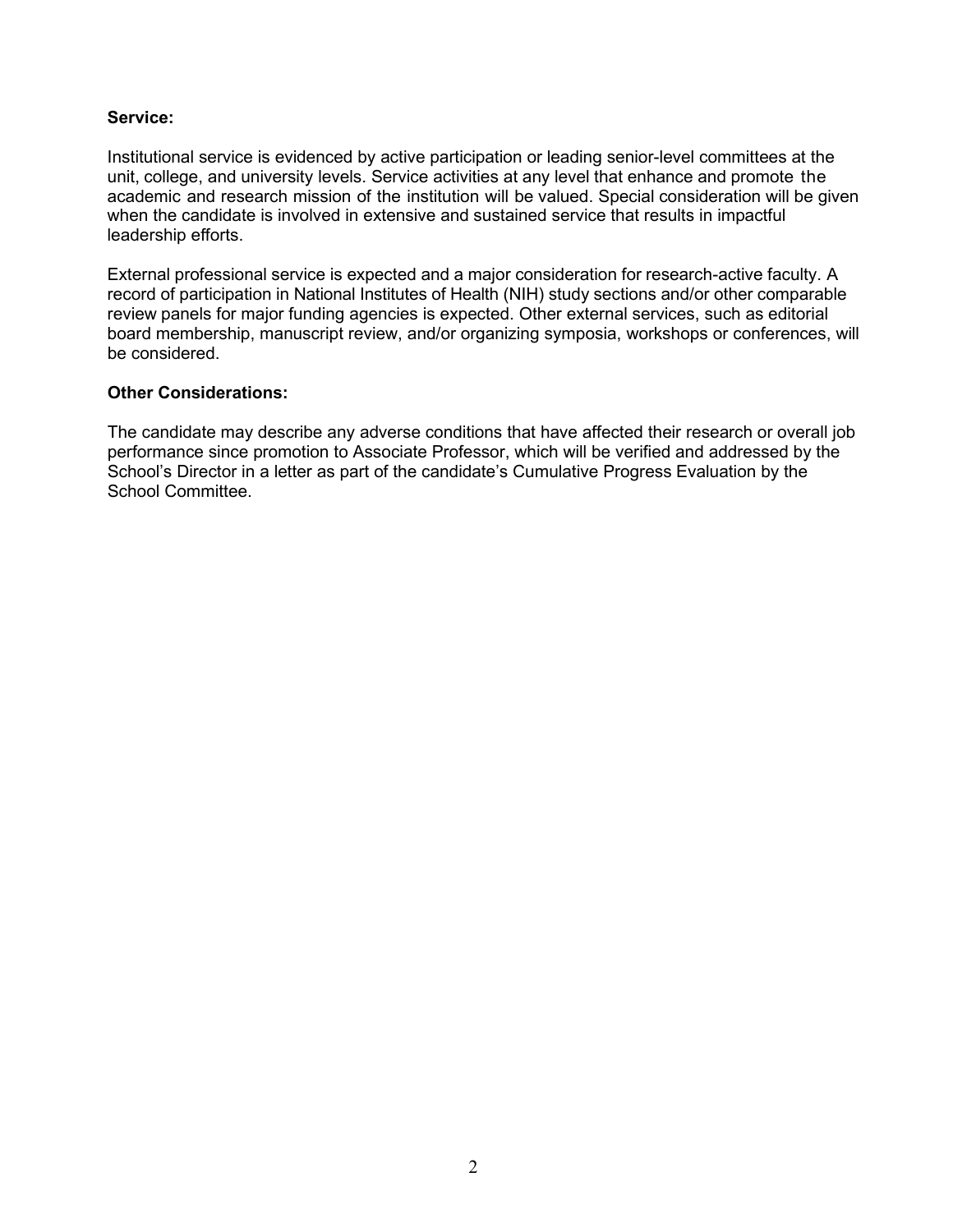**Service:**

Institutional service is evidenced by active participation or leading senior-level committees at the unit, college, and university levels. Service activities at any level that enhance and promote the academic and research mission of the institution will be valued. Special consideration will be given when the candidate is involved in extensive and sustained service that results in impactful leadership efforts.

External professional service is expected and a major consideration for research-active faculty. A record of participation in National Institutes of Health (NIH) study sections and/or other comparable review panels for major funding agencies is expected. Other external services, such as editorial board membership, manuscript review, and/or organizing symposia, workshops or conferences, will be considered.

**Other Considerations:**

The candidate may describe any adverse conditions that have affected their research or overall job performance since promotion to Associate Professor, which will be verified and addressed by the School's Director in a letter as part of the candidate's Cumulative Progress Evaluation by the School Committee.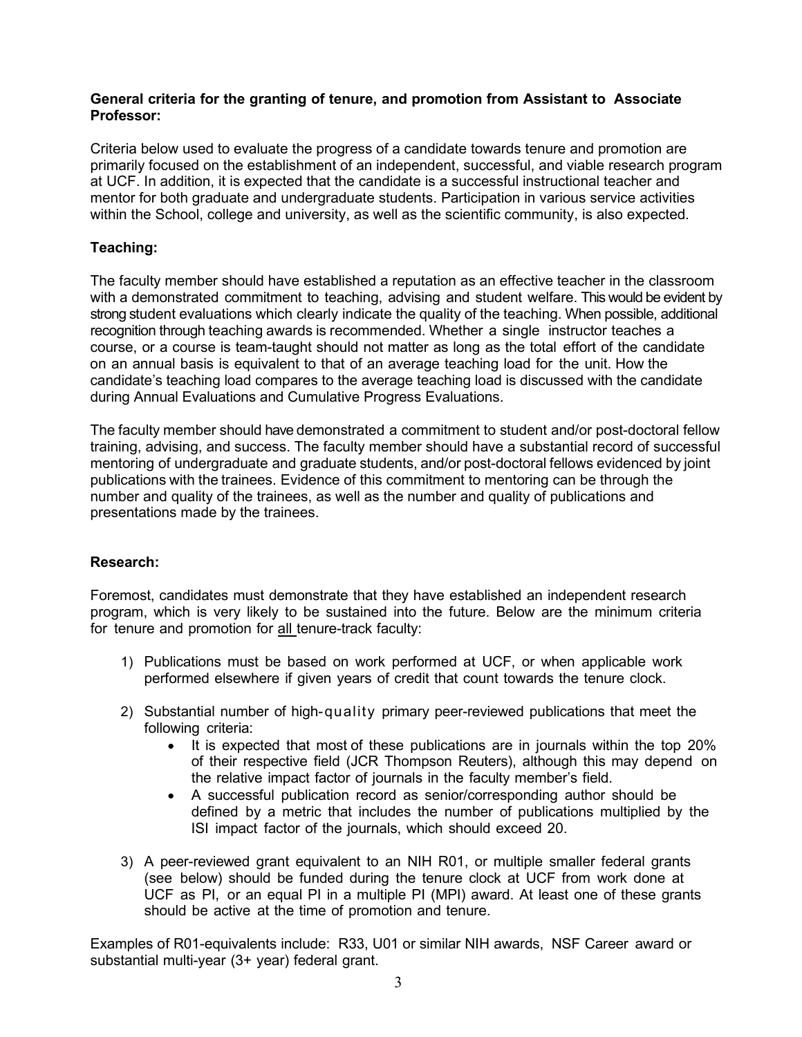**General criteria for the granting of tenure, and promotion from Assistant to Associate Professor:**

Criteria below used to evaluate the progress of a candidate towards tenure and promotion are primarily focused on the establishment of an independent, successful, and viable research program at UCF. In addition, it is expected that the candidate is a successful instructional teacher and mentor for both graduate and undergraduate students. Participation in various service activities within the School, college and university, as well as the scientific community, is also expected.

**Teaching:**

The faculty member should have established a reputation as an effective teacher in the classroom with a demonstrated commitment to teaching, advising and student welfare. This would be evident by strong student evaluations which clearly indicate the quality of the teaching. When possible, additional recognition through teaching awards is recommended. Whether a single instructor teaches a course, or a course is team-taught should not matter as long as the total effort of the candidate on an annual basis is equivalent to that of an average teaching load for the unit. How the candidate's teaching load compares to the average teaching load is discussed with the candidate during Annual Evaluations and Cumulative Progress Evaluations.

The faculty member should have demonstrated a commitment to student and/or post-doctoral fellow training, advising, and success. The faculty member should have a substantial record of successful mentoring of undergraduate and graduate students, and/or post-doctoral fellows evidenced by joint publications with the trainees. Evidence of this commitment to mentoring can be through the number and quality of the trainees, as well as the number and quality of publications and presentations made by the trainees.

**Research:**

Foremost, candidates must demonstrate that they have established an independent research program, which is very likely to be sustained into the future. Below are the minimum criteria for tenure and promotion for all tenure-track faculty:

1) Publications must be based on work performed at UCF, or when applicable work performed elsewhere if given years of credit that count towards the tenure clock.

2) Substantial number of high-quality primary peer-reviewed publications that meet the following criteria:
   - It is expected that most of these publications are in journals within the top 20% of their respective field (JCR Thompson Reuters), although this may depend on the relative impact factor of journals in the faculty member's field.
   - A successful publication record as senior/corresponding author should be defined by a metric that includes the number of publications multiplied by the ISI impact factor of the journals, which should exceed 20.

3) A peer-reviewed grant equivalent to an NIH R01, or multiple smaller federal grants (see below) should be funded during the tenure clock at UCF from work done at UCF as PI, or an equal PI in a multiple PI (MPI) award. At least one of these grants should be active at the time of promotion and tenure.

Examples of R01-equivalents include: R33, U01 or similar NIH awards, NSF Career award or substantial multi-year (3+ year) federal grant.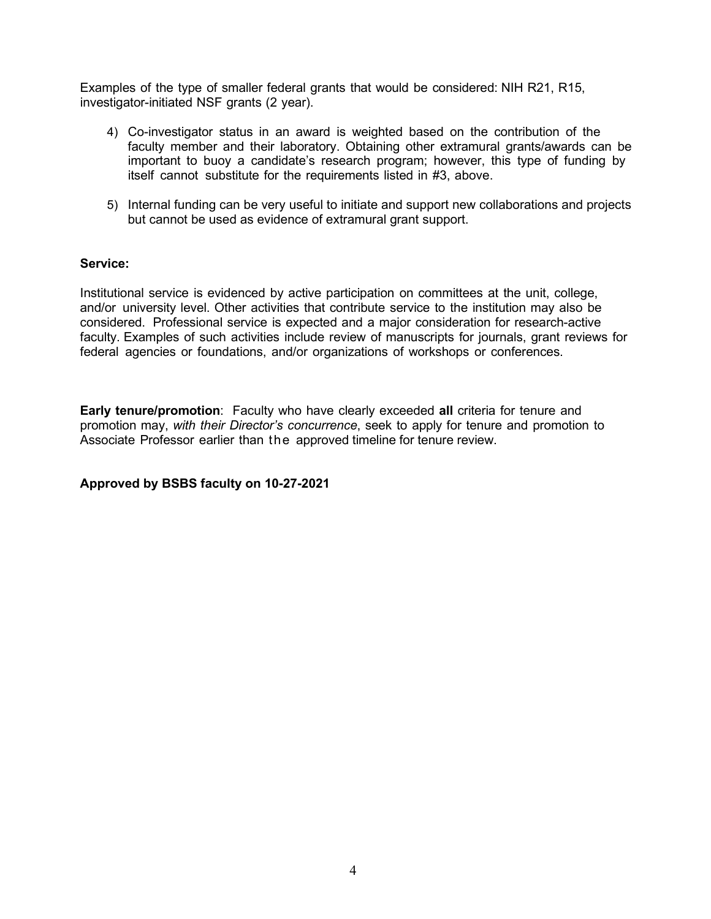Examples of the type of smaller federal grants that would be considered: NIH R21, R15, investigator-initiated NSF grants (2 year).

4) Co-investigator status in an award is weighted based on the contribution of the faculty member and their laboratory. Obtaining other extramural grants/awards can be important to buoy a candidate's research program; however, this type of funding by itself cannot substitute for the requirements listed in #3, above.

5) Internal funding can be very useful to initiate and support new collaborations and projects but cannot be used as evidence of extramural grant support.

**Service:**

Institutional service is evidenced by active participation on committees at the unit, college, and/or university level. Other activities that contribute service to the institution may also be considered. Professional service is expected and a major consideration for research-active faculty. Examples of such activities include review of manuscripts for journals, grant reviews for federal agencies or foundations, and/or organizations of workshops or conferences.

**Early tenure/promotion**: Faculty who have clearly exceeded **all** criteria for tenure and promotion may, *with their Director's concurrence*, seek to apply for tenure and promotion to Associate Professor earlier than the approved timeline for tenure review.

**Approved by BSBS faculty on 10-27-2021**